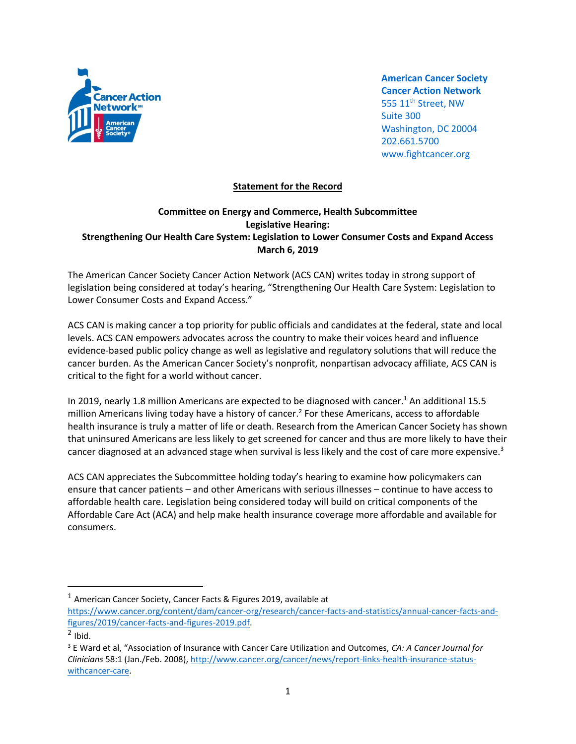**American Cancer Society Cancer Action Network**
555 11th Street, NW
Suite 300
Washington, DC 20004
202.661.5700
www.fightcancer.org

**Statement for the Record**

**Committee on Energy and Commerce, Health Subcommittee**
**Legislative Hearing:**
**Strengthening Our Health Care System: Legislation to Lower Consumer Costs and Expand Access**
**March 6, 2019**

The American Cancer Society Cancer Action Network (ACS CAN) writes today in strong support of legislation being considered at today's hearing, "Strengthening Our Health Care System: Legislation to Lower Consumer Costs and Expand Access."

ACS CAN is making cancer a top priority for public officials and candidates at the federal, state and local levels. ACS CAN empowers advocates across the country to make their voices heard and influence evidence-based public policy change as well as legislative and regulatory solutions that will reduce the cancer burden. As the American Cancer Society's nonprofit, nonpartisan advocacy affiliate, ACS CAN is critical to the fight for a world without cancer.

In 2019, nearly 1.8 million Americans are expected to be diagnosed with cancer.[1] An additional 15.5 million Americans living today have a history of cancer.[2] For these Americans, access to affordable health insurance is truly a matter of life or death. Research from the American Cancer Society has shown that uninsured Americans are less likely to get screened for cancer and thus are more likely to have their cancer diagnosed at an advanced stage when survival is less likely and the cost of care more expensive.[3]

ACS CAN appreciates the Subcommittee holding today's hearing to examine how policymakers can ensure that cancer patients – and other Americans with serious illnesses – continue to have access to affordable health care. Legislation being considered today will build on critical components of the Affordable Care Act (ACA) and help make health insurance coverage more affordable and available for consumers.

---

[1] American Cancer Society, Cancer Facts & Figures 2019, available at https://www.cancer.org/content/dam/cancer-org/research/cancer-facts-and-statistics/annual-cancer-facts-and-figures/2019/cancer-facts-and-figures-2019.pdf.

[2] Ibid.

[3] E Ward et al, "Association of Insurance with Cancer Care Utilization and Outcomes, *CA: A Cancer Journal for Clinicians* 58:1 (Jan./Feb. 2008), http://www.cancer.org/cancer/news/report-links-health-insurance-status-withcancer-care.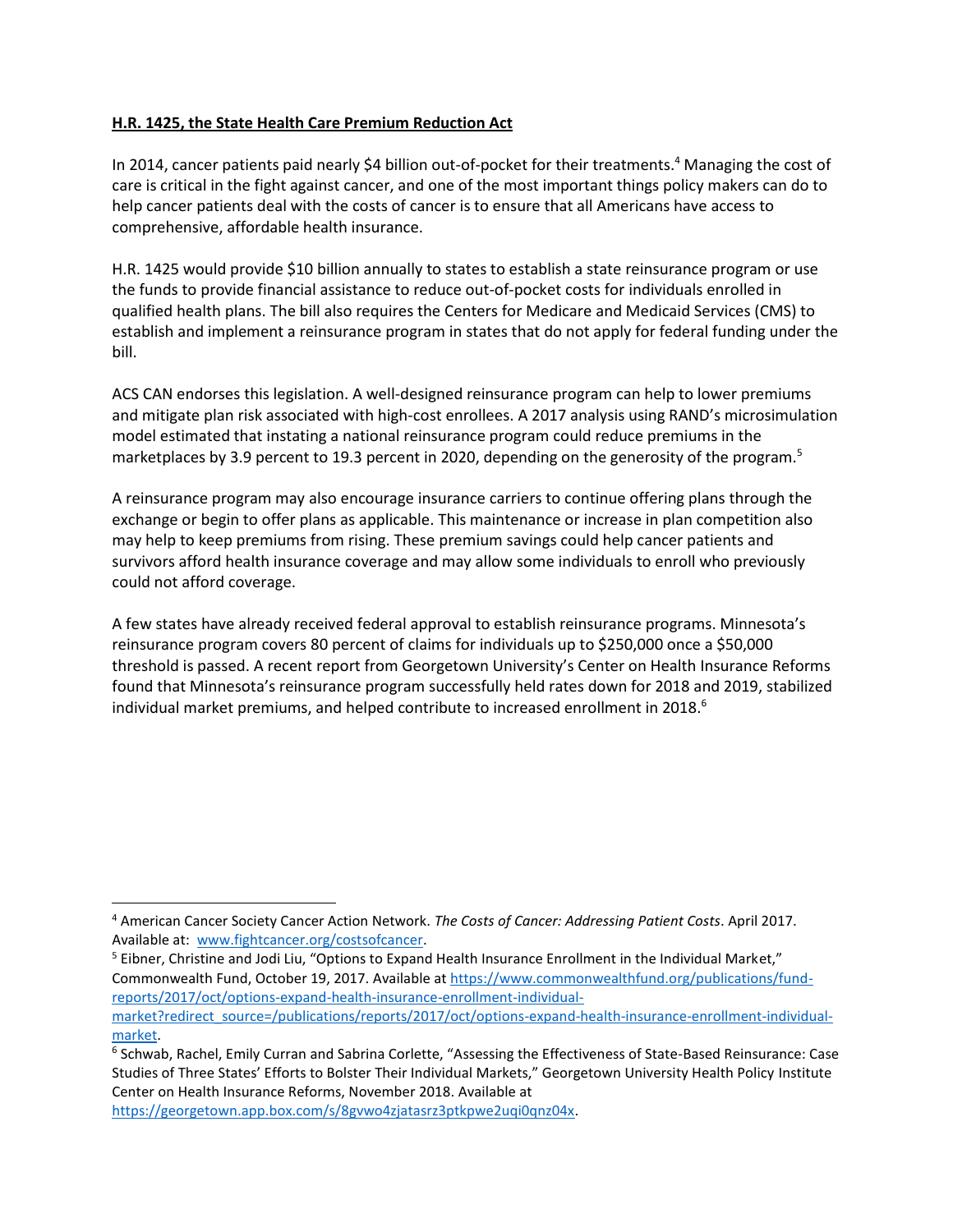**H.R. 1425, the State Health Care Premium Reduction Act**

In 2014, cancer patients paid nearly $4 billion out-of-pocket for their treatments.[4] Managing the cost of care is critical in the fight against cancer, and one of the most important things policy makers can do to help cancer patients deal with the costs of cancer is to ensure that all Americans have access to comprehensive, affordable health insurance.

H.R. 1425 would provide $10 billion annually to states to establish a state reinsurance program or use the funds to provide financial assistance to reduce out-of-pocket costs for individuals enrolled in qualified health plans. The bill also requires the Centers for Medicare and Medicaid Services (CMS) to establish and implement a reinsurance program in states that do not apply for federal funding under the bill.

ACS CAN endorses this legislation. A well-designed reinsurance program can help to lower premiums and mitigate plan risk associated with high-cost enrollees. A 2017 analysis using RAND's microsimulation model estimated that instating a national reinsurance program could reduce premiums in the marketplaces by 3.9 percent to 19.3 percent in 2020, depending on the generosity of the program.[5]

A reinsurance program may also encourage insurance carriers to continue offering plans through the exchange or begin to offer plans as applicable. This maintenance or increase in plan competition also may help to keep premiums from rising. These premium savings could help cancer patients and survivors afford health insurance coverage and may allow some individuals to enroll who previously could not afford coverage.

A few states have already received federal approval to establish reinsurance programs. Minnesota's reinsurance program covers 80 percent of claims for individuals up to $250,000 once a $50,000 threshold is passed. A recent report from Georgetown University's Center on Health Insurance Reforms found that Minnesota's reinsurance program successfully held rates down for 2018 and 2019, stabilized individual market premiums, and helped contribute to increased enrollment in 2018.[6]

---

[4] American Cancer Society Cancer Action Network. *The Costs of Cancer: Addressing Patient Costs*. April 2017. Available at: www.fightcancer.org/costsofcancer.

[5] Eibner, Christine and Jodi Liu, "Options to Expand Health Insurance Enrollment in the Individual Market," Commonwealth Fund, October 19, 2017. Available at https://www.commonwealthfund.org/publications/fund-reports/2017/oct/options-expand-health-insurance-enrollment-individual-market?redirect_source=/publications/reports/2017/oct/options-expand-health-insurance-enrollment-individual-market.

[6] Schwab, Rachel, Emily Curran and Sabrina Corlette, "Assessing the Effectiveness of State-Based Reinsurance: Case Studies of Three States' Efforts to Bolster Their Individual Markets," Georgetown University Health Policy Institute Center on Health Insurance Reforms, November 2018. Available at https://georgetown.app.box.com/s/8gvwo4zjatasrz3ptkpwe2uqi0qnz04x.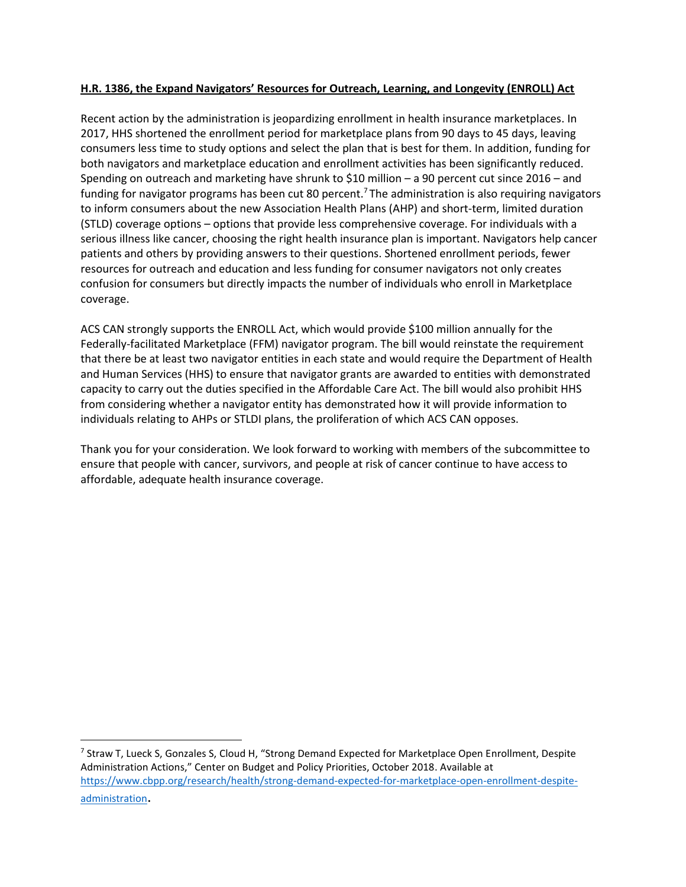**H.R. 1386, the Expand Navigators' Resources for Outreach, Learning, and Longevity (ENROLL) Act**

Recent action by the administration is jeopardizing enrollment in health insurance marketplaces. In 2017, HHS shortened the enrollment period for marketplace plans from 90 days to 45 days, leaving consumers less time to study options and select the plan that is best for them. In addition, funding for both navigators and marketplace education and enrollment activities has been significantly reduced. Spending on outreach and marketing have shrunk to $10 million – a 90 percent cut since 2016 – and funding for navigator programs has been cut 80 percent.[7] The administration is also requiring navigators to inform consumers about the new Association Health Plans (AHP) and short-term, limited duration (STLD) coverage options – options that provide less comprehensive coverage. For individuals with a serious illness like cancer, choosing the right health insurance plan is important. Navigators help cancer patients and others by providing answers to their questions. Shortened enrollment periods, fewer resources for outreach and education and less funding for consumer navigators not only creates confusion for consumers but directly impacts the number of individuals who enroll in Marketplace coverage.

ACS CAN strongly supports the ENROLL Act, which would provide $100 million annually for the Federally-facilitated Marketplace (FFM) navigator program. The bill would reinstate the requirement that there be at least two navigator entities in each state and would require the Department of Health and Human Services (HHS) to ensure that navigator grants are awarded to entities with demonstrated capacity to carry out the duties specified in the Affordable Care Act. The bill would also prohibit HHS from considering whether a navigator entity has demonstrated how it will provide information to individuals relating to AHPs or STLDI plans, the proliferation of which ACS CAN opposes.

Thank you for your consideration. We look forward to working with members of the subcommittee to ensure that people with cancer, survivors, and people at risk of cancer continue to have access to affordable, adequate health insurance coverage.

---

[7] Straw T, Lueck S, Gonzales S, Cloud H, "Strong Demand Expected for Marketplace Open Enrollment, Despite Administration Actions," Center on Budget and Policy Priorities, October 2018. Available at https://www.cbpp.org/research/health/strong-demand-expected-for-marketplace-open-enrollment-despite-administration.